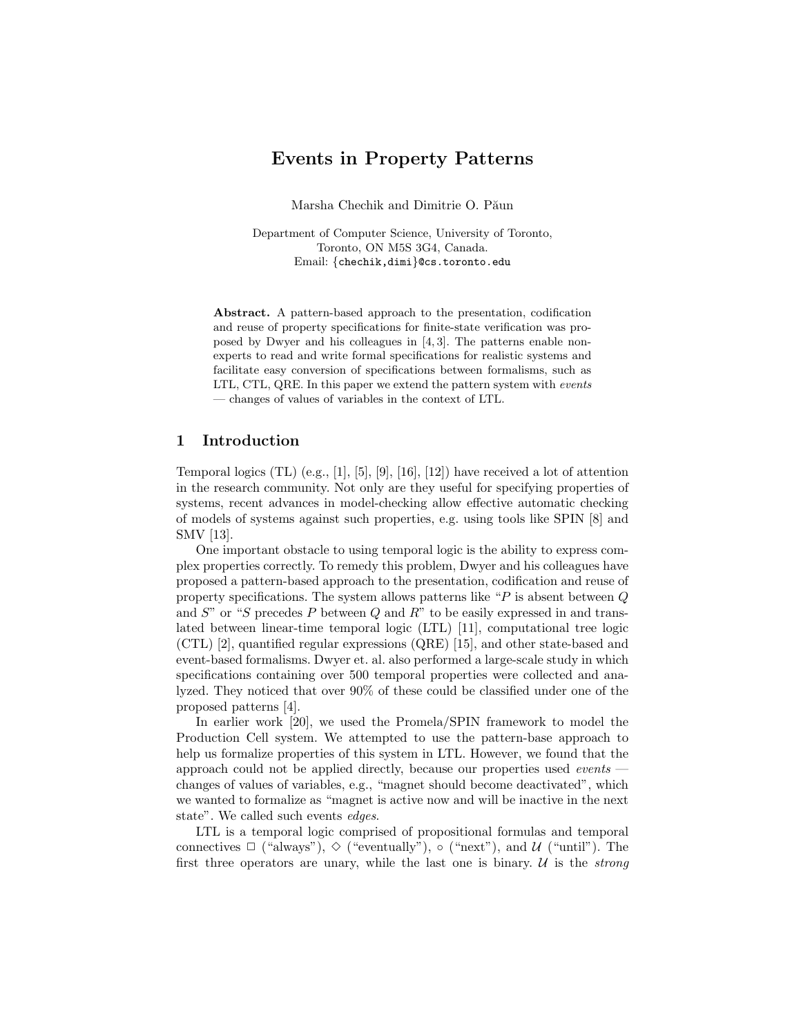# Events in Property Patterns

Marsha Chechik and Dimitrie O. Păun

Department of Computer Science, University of Toronto,
Toronto, ON M5S 3G4, Canada.
Email: {chechik,dimi}@cs.toronto.edu

**Abstract.** A pattern-based approach to the presentation, codification and reuse of property specifications for finite-state verification was proposed by Dwyer and his colleagues in [4, 3]. The patterns enable non-experts to read and write formal specifications for realistic systems and facilitate easy conversion of specifications between formalisms, such as LTL, CTL, QRE. In this paper we extend the pattern system with *events* — changes of values of variables in the context of LTL.

## 1 Introduction

Temporal logics (TL) (e.g., [1], [5], [9], [16], [12]) have received a lot of attention in the research community. Not only are they useful for specifying properties of systems, recent advances in model-checking allow effective automatic checking of models of systems against such properties, e.g. using tools like SPIN [8] and SMV [13].

One important obstacle to using temporal logic is the ability to express complex properties correctly. To remedy this problem, Dwyer and his colleagues have proposed a pattern-based approach to the presentation, codification and reuse of property specifications. The system allows patterns like "$P$ is absent between $Q$ and $S$" or "$S$ precedes $P$ between $Q$ and $R$" to be easily expressed in and translated between linear-time temporal logic (LTL) [11], computational tree logic (CTL) [2], quantified regular expressions (QRE) [15], and other state-based and event-based formalisms. Dwyer et. al. also performed a large-scale study in which specifications containing over 500 temporal properties were collected and analyzed. They noticed that over 90% of these could be classified under one of the proposed patterns [4].

In earlier work [20], we used the Promela/SPIN framework to model the Production Cell system. We attempted to use the pattern-base approach to help us formalize properties of this system in LTL. However, we found that the approach could not be applied directly, because our properties used *events* — changes of values of variables, e.g., "magnet should become deactivated", which we wanted to formalize as "magnet is active now and will be inactive in the next state". We called such events *edges*.

LTL is a temporal logic comprised of propositional formulas and temporal connectives $\Box$ ("always"), $\Diamond$ ("eventually"), $\circ$ ("next"), and $\mathcal{U}$ ("until"). The first three operators are unary, while the last one is binary. $\mathcal{U}$ is the *strong*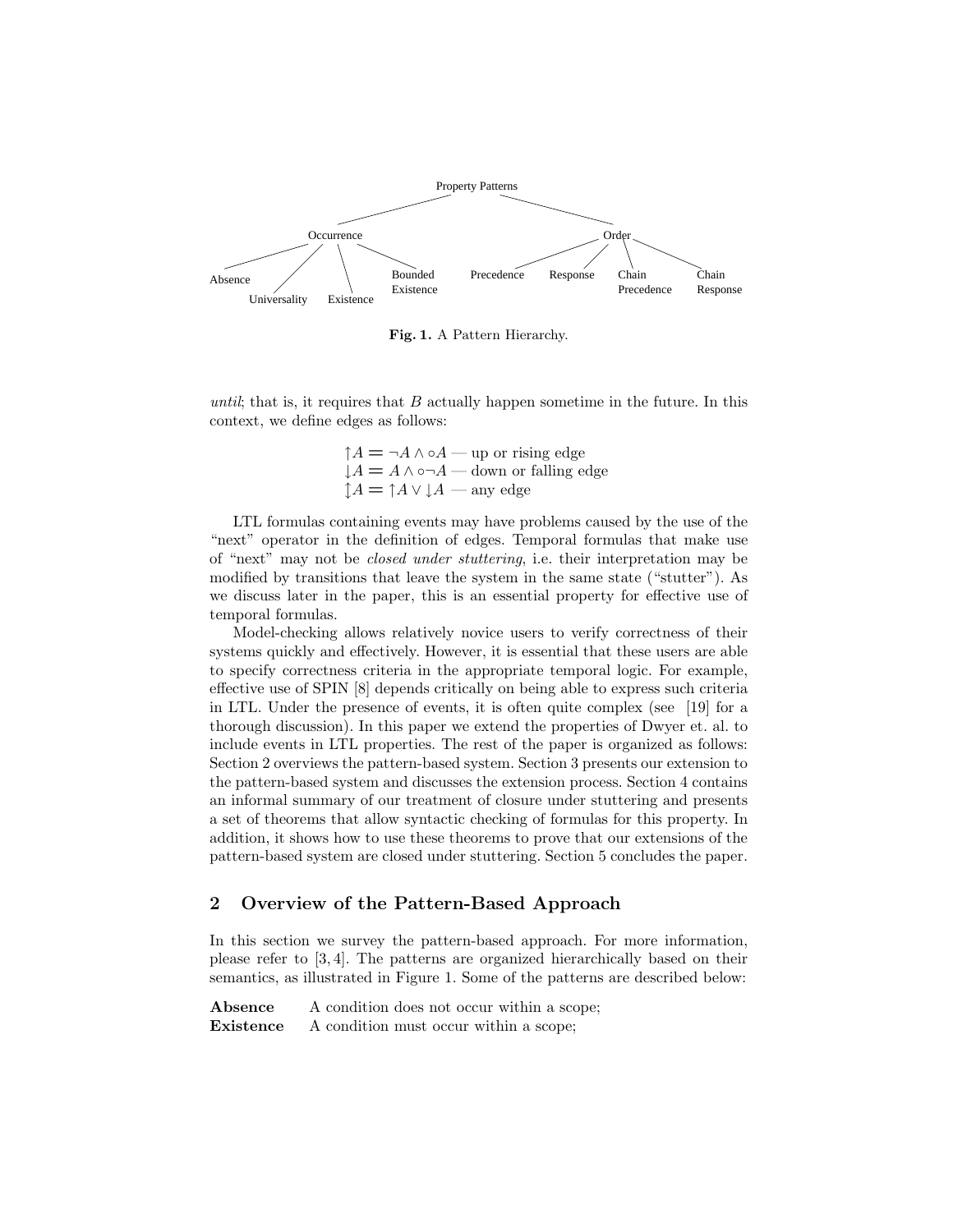Property Patterns

- Occurrence
  - Absence
  - Universality
  - Existence
  - Bounded Existence
- Order
  - Precedence
  - Response
  - Chain Precedence
  - Chain Response

**Fig. 1.** A Pattern Hierarchy.

*until*; that is, it requires that $B$ actually happen sometime in the future. In this context, we define edges as follows:

$$\uparrow A = \neg A \wedge \circ A \text{ — up or rising edge}$$
$$\downarrow A = A \wedge \circ \neg A \text{ — down or falling edge}$$
$$\updownarrow A = \uparrow A \vee \downarrow A \text{ — any edge}$$

LTL formulas containing events may have problems caused by the use of the "next" operator in the definition of edges. Temporal formulas that make use of "next" may not be *closed under stuttering*, i.e. their interpretation may be modified by transitions that leave the system in the same state ("stutter"). As we discuss later in the paper, this is an essential property for effective use of temporal formulas.

Model-checking allows relatively novice users to verify correctness of their systems quickly and effectively. However, it is essential that these users are able to specify correctness criteria in the appropriate temporal logic. For example, effective use of SPIN [8] depends critically on being able to express such criteria in LTL. Under the presence of events, it is often quite complex (see [19] for a thorough discussion). In this paper we extend the properties of Dwyer et. al. to include events in LTL properties. The rest of the paper is organized as follows: Section 2 overviews the pattern-based system. Section 3 presents our extension to the pattern-based system and discusses the extension process. Section 4 contains an informal summary of our treatment of closure under stuttering and presents a set of theorems that allow syntactic checking of formulas for this property. In addition, it shows how to use these theorems to prove that our extensions of the pattern-based system are closed under stuttering. Section 5 concludes the paper.

## 2 Overview of the Pattern-Based Approach

In this section we survey the pattern-based approach. For more information, please refer to [3, 4]. The patterns are organized hierarchically based on their semantics, as illustrated in Figure 1. Some of the patterns are described below:

**Absence** A condition does not occur within a scope;
**Existence** A condition must occur within a scope;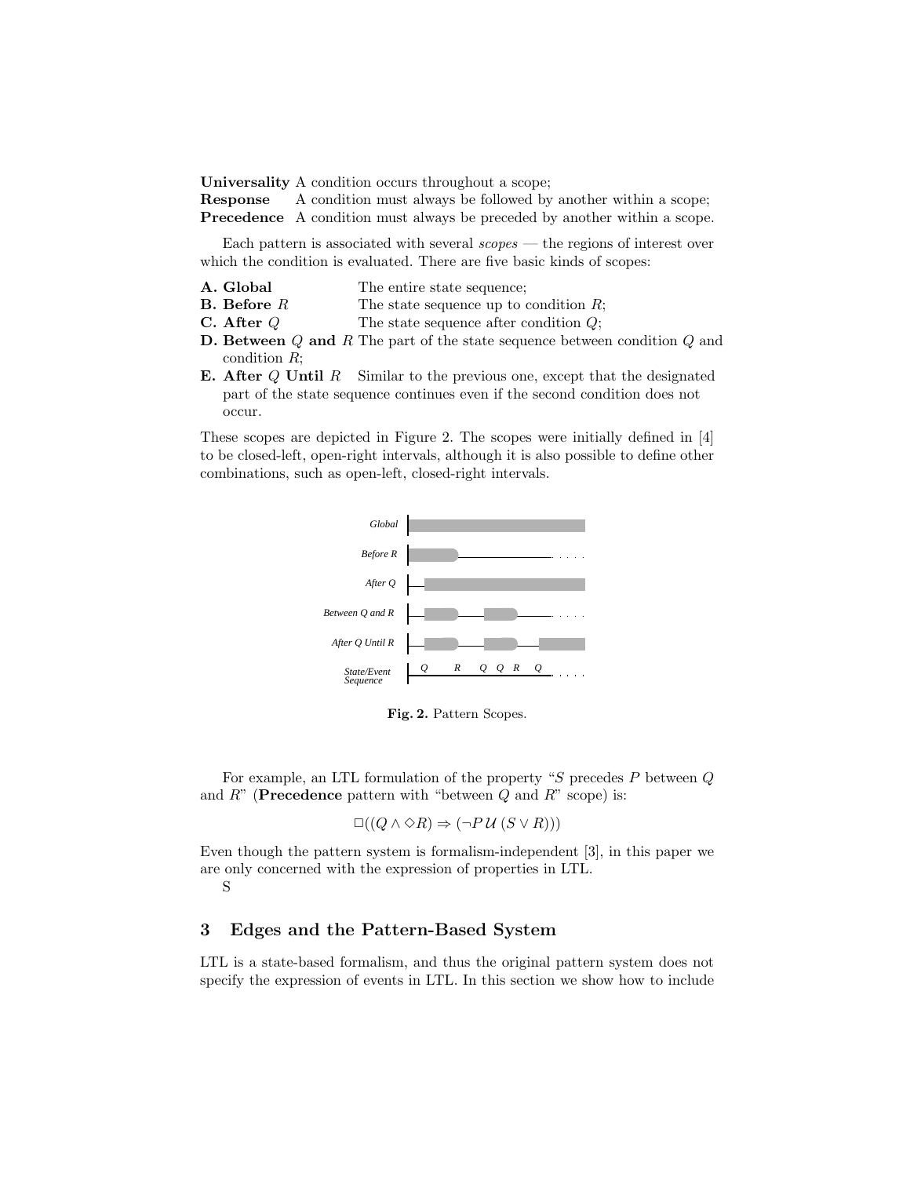**Universality** A condition occurs throughout a scope;
**Response** A condition must always be followed by another within a scope;
**Precedence** A condition must always be preceded by another within a scope.

Each pattern is associated with several *scopes* — the regions of interest over which the condition is evaluated. There are five basic kinds of scopes:

**A. Global** The entire state sequence;
**B. Before** $R$ The state sequence up to condition $R$;
**C. After** $Q$ The state sequence after condition $Q$;
**D. Between** $Q$ **and** $R$ The part of the state sequence between condition $Q$ and condition $R$;
**E. After** $Q$ **Until** $R$ Similar to the previous one, except that the designated part of the state sequence continues even if the second condition does not occur.

These scopes are depicted in Figure 2. The scopes were initially defined in [4] to be closed-left, open-right intervals, although it is also possible to define other combinations, such as open-left, closed-right intervals.

**Fig. 2.** Pattern Scopes.

For example, an LTL formulation of the property "$S$ precedes $P$ between $Q$ and $R$" (**Precedence** pattern with "between $Q$ and $R$" scope) is:

$$\square((Q \wedge \diamond R) \Rightarrow (\neg P \, \mathcal{U} \, (S \vee R)))$$

Even though the pattern system is formalism-independent [3], in this paper we are only concerned with the expression of properties in LTL.
S

## 3 Edges and the Pattern-Based System

LTL is a state-based formalism, and thus the original pattern system does not specify the expression of events in LTL. In this section we show how to include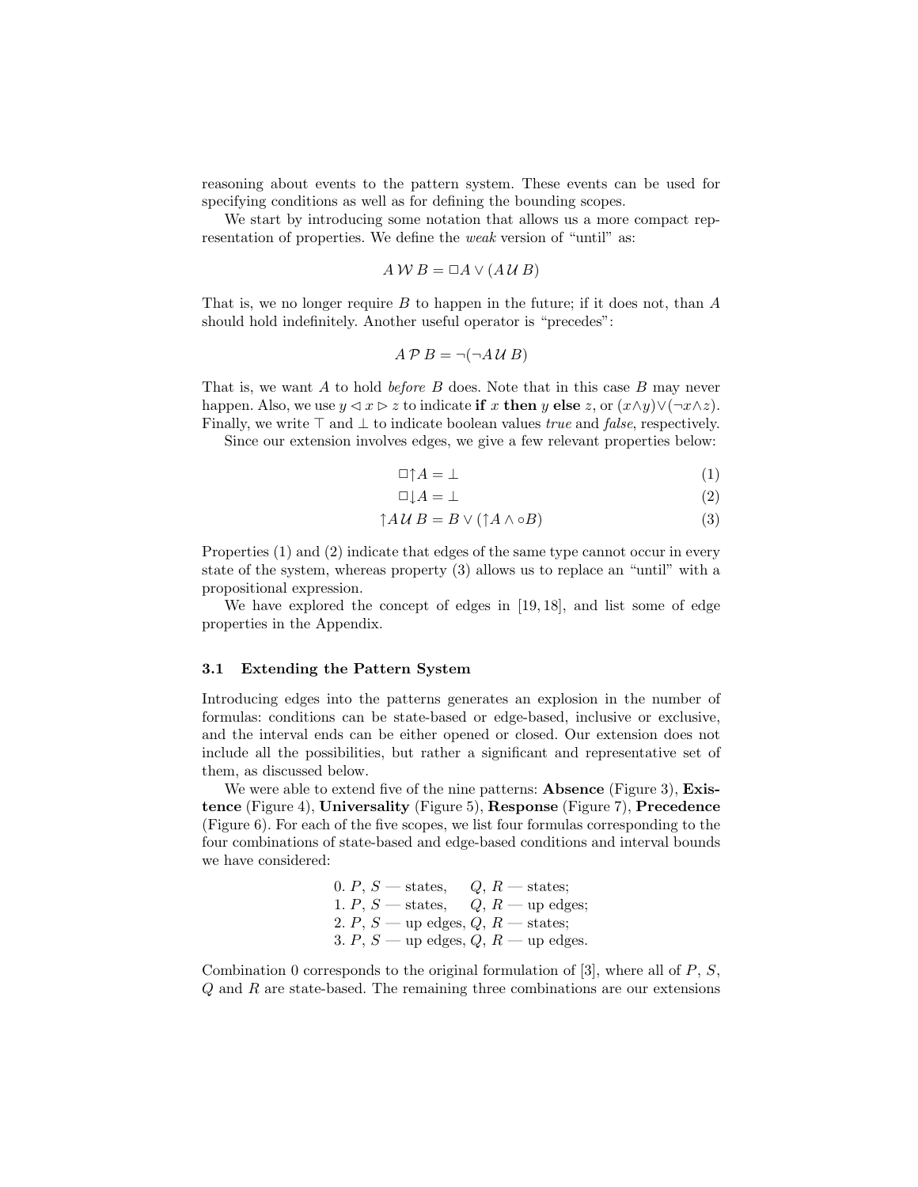reasoning about events to the pattern system. These events can be used for specifying conditions as well as for defining the bounding scopes.

We start by introducing some notation that allows us a more compact representation of properties. We define the *weak* version of "until" as:

$$A \,\mathcal{W}\, B = \Box A \vee (A \,\mathcal{U}\, B)$$

That is, we no longer require $B$ to happen in the future; if it does not, than $A$ should hold indefinitely. Another useful operator is "precedes":

$$A \,\mathcal{P}\, B = \neg(\neg A \,\mathcal{U}\, B)$$

That is, we want $A$ to hold *before* $B$ does. Note that in this case $B$ may never happen. Also, we use $y \lhd x \rhd z$ to indicate **if** $x$ **then** $y$ **else** $z$, or $(x \wedge y) \vee (\neg x \wedge z)$. Finally, we write $\top$ and $\bot$ to indicate boolean values *true* and *false*, respectively.

Since our extension involves edges, we give a few relevant properties below:

$$\Box{\uparrow}A = \bot \tag{1}$$

$$\Box{\downarrow}A = \bot \tag{2}$$

$${\uparrow}A \,\mathcal{U}\, B = B \vee ({\uparrow}A \wedge \circ B) \tag{3}$$

Properties (1) and (2) indicate that edges of the same type cannot occur in every state of the system, whereas property (3) allows us to replace an "until" with a propositional expression.

We have explored the concept of edges in [19, 18], and list some of edge properties in the Appendix.

### 3.1 Extending the Pattern System

Introducing edges into the patterns generates an explosion in the number of formulas: conditions can be state-based or edge-based, inclusive or exclusive, and the interval ends can be either opened or closed. Our extension does not include all the possibilities, but rather a significant and representative set of them, as discussed below.

We were able to extend five of the nine patterns: **Absence** (Figure 3), **Existence** (Figure 4), **Universality** (Figure 5), **Response** (Figure 7), **Precedence** (Figure 6). For each of the five scopes, we list four formulas corresponding to the four combinations of state-based and edge-based conditions and interval bounds we have considered:

0. $P$, $S$ — states, $Q$, $R$ — states;
1. $P$, $S$ — states, $Q$, $R$ — up edges;
2. $P$, $S$ — up edges, $Q$, $R$ — states;
3. $P$, $S$ — up edges, $Q$, $R$ — up edges.

Combination 0 corresponds to the original formulation of [3], where all of $P$, $S$, $Q$ and $R$ are state-based. The remaining three combinations are our extensions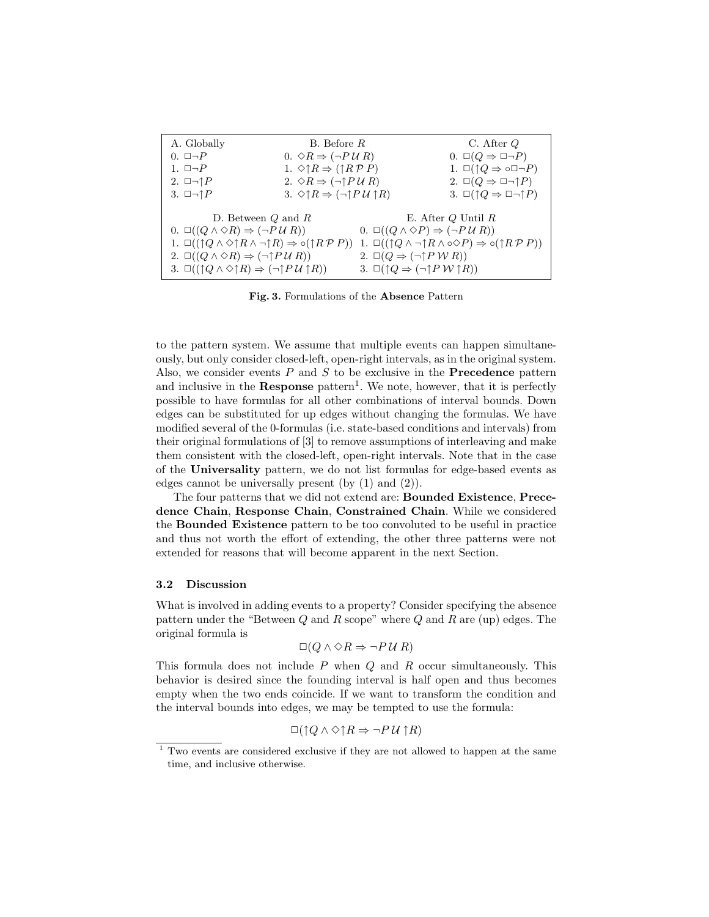| A. Globally | B. Before $R$ | C. After $Q$ |
|---|---|---|
| 0. $\Box \neg P$ | 0. $\Diamond R \Rightarrow (\neg P \,\mathcal{U}\, R)$ | 0. $\Box(Q \Rightarrow \Box \neg P)$ |
| 1. $\Box \neg P$ | 1. $\Diamond {\uparrow} R \Rightarrow ({\uparrow} R \,\mathcal{P}\, P)$ | 1. $\Box({\uparrow} Q \Rightarrow \circ \Box \neg P)$ |
| 2. $\Box \neg {\uparrow} P$ | 2. $\Diamond R \Rightarrow (\neg {\uparrow} P \,\mathcal{U}\, R)$ | 2. $\Box(Q \Rightarrow \Box \neg {\uparrow} P)$ |
| 3. $\Box \neg {\uparrow} P$ | 3. $\Diamond {\uparrow} R \Rightarrow (\neg {\uparrow} P \,\mathcal{U}\, {\uparrow} R)$ | 3. $\Box({\uparrow} Q \Rightarrow \Box \neg {\uparrow} P)$ |

| D. Between $Q$ and $R$ | E. After $Q$ Until $R$ |
|---|---|
| 0. $\Box((Q \wedge \Diamond R) \Rightarrow (\neg P \,\mathcal{U}\, R))$ | 0. $\Box((Q \wedge \Diamond P) \Rightarrow (\neg P \,\mathcal{U}\, R))$ |
| 1. $\Box(({\uparrow} Q \wedge \Diamond {\uparrow} R \wedge \neg {\uparrow} R) \Rightarrow \circ({\uparrow} R \,\mathcal{P}\, P))$ | 1. $\Box(({\uparrow} Q \wedge \neg {\uparrow} R \wedge \circ \Diamond P) \Rightarrow \circ({\uparrow} R \,\mathcal{P}\, P))$ |
| 2. $\Box((Q \wedge \Diamond R) \Rightarrow (\neg {\uparrow} P \,\mathcal{U}\, R))$ | 2. $\Box(Q \Rightarrow (\neg {\uparrow} P \,\mathcal{W}\, R))$ |
| 3. $\Box(({\uparrow} Q \wedge \Diamond {\uparrow} R) \Rightarrow (\neg {\uparrow} P \,\mathcal{U}\, {\uparrow} R))$ | 3. $\Box({\uparrow} Q \Rightarrow (\neg {\uparrow} P \,\mathcal{W}\, {\uparrow} R))$ |

**Fig. 3.** Formulations of the **Absence** Pattern

to the pattern system. We assume that multiple events can happen simultaneously, but only consider closed-left, open-right intervals, as in the original system. Also, we consider events $P$ and $S$ to be exclusive in the **Precedence** pattern and inclusive in the **Response** pattern[1]. We note, however, that it is perfectly possible to have formulas for all other combinations of interval bounds. Down edges can be substituted for up edges without changing the formulas. We have modified several of the 0-formulas (i.e. state-based conditions and intervals) from their original formulations of [3] to remove assumptions of interleaving and make them consistent with the closed-left, open-right intervals. Note that in the case of the **Universality** pattern, we do not list formulas for edge-based events as edges cannot be universally present (by (1) and (2)).

The four patterns that we did not extend are: **Bounded Existence**, **Precedence Chain**, **Response Chain**, **Constrained Chain**. While we considered the **Bounded Existence** pattern to be too convoluted to be useful in practice and thus not worth the effort of extending, the other three patterns were not extended for reasons that will become apparent in the next Section.

### 3.2 Discussion

What is involved in adding events to a property? Consider specifying the absence pattern under the "Between $Q$ and $R$ scope" where $Q$ and $R$ are (up) edges. The original formula is

$$\Box(Q \wedge \Diamond R \Rightarrow \neg P \,\mathcal{U}\, R)$$

This formula does not include $P$ when $Q$ and $R$ occur simultaneously. This behavior is desired since the founding interval is half open and thus becomes empty when the two ends coincide. If we want to transform the condition and the interval bounds into edges, we may be tempted to use the formula:

$$\Box({\uparrow} Q \wedge \Diamond {\uparrow} R \Rightarrow \neg P \,\mathcal{U}\, {\uparrow} R)$$

[1] Two events are considered exclusive if they are not allowed to happen at the same time, and inclusive otherwise.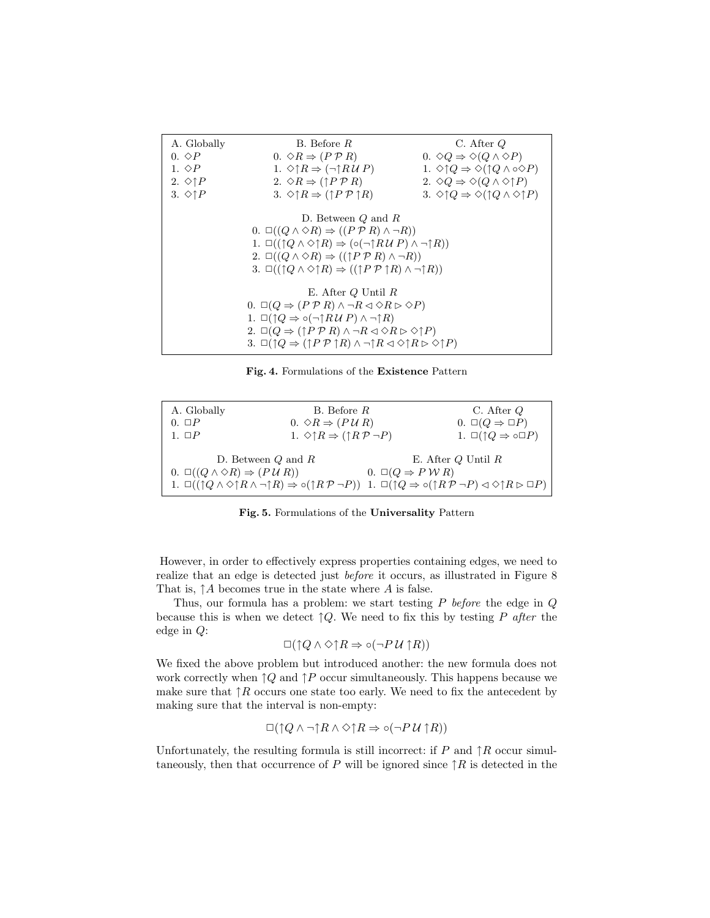| A. Globally | B. Before $R$ | C. After $Q$ |
|---|---|---|
| 0. $\Diamond P$ | 0. $\Diamond R \Rightarrow (P \,\mathcal{P}\, R)$ | 0. $\Diamond Q \Rightarrow \Diamond(Q \wedge \Diamond P)$ |
| 1. $\Diamond P$ | 1. $\Diamond{\uparrow}R \Rightarrow (\neg{\uparrow}R \,\mathcal{U}\, P)$ | 1. $\Diamond{\uparrow}Q \Rightarrow \Diamond({\uparrow}Q \wedge \circ\Diamond P)$ |
| 2. $\Diamond{\uparrow}P$ | 2. $\Diamond R \Rightarrow ({\uparrow}P \,\mathcal{P}\, R)$ | 2. $\Diamond Q \Rightarrow \Diamond(Q \wedge \Diamond{\uparrow}P)$ |
| 3. $\Diamond{\uparrow}P$ | 3. $\Diamond{\uparrow}R \Rightarrow ({\uparrow}P \,\mathcal{P}\, {\uparrow}R)$ | 3. $\Diamond{\uparrow}Q \Rightarrow \Diamond({\uparrow}Q \wedge \Diamond{\uparrow}P)$ |

D. Between $Q$ and $R$

0. $\Box((Q \wedge \Diamond R) \Rightarrow ((P \,\mathcal{P}\, R) \wedge \neg R))$
1. $\Box(({\uparrow}Q \wedge \Diamond{\uparrow}R) \Rightarrow (\circ(\neg{\uparrow}R \,\mathcal{U}\, P) \wedge \neg{\uparrow}R))$
2. $\Box((Q \wedge \Diamond R) \Rightarrow (({\uparrow}P \,\mathcal{P}\, R) \wedge \neg R))$
3. $\Box(({\uparrow}Q \wedge \Diamond{\uparrow}R) \Rightarrow (({\uparrow}P \,\mathcal{P}\, {\uparrow}R) \wedge \neg{\uparrow}R))$

E. After $Q$ Until $R$

0. $\Box(Q \Rightarrow (P \,\mathcal{P}\, R) \wedge \neg R \lhd \Diamond R \rhd \Diamond P)$
1. $\Box({\uparrow}Q \Rightarrow \circ(\neg{\uparrow}R \,\mathcal{U}\, P) \wedge \neg{\uparrow}R)$
2. $\Box(Q \Rightarrow ({\uparrow}P \,\mathcal{P}\, R) \wedge \neg R \lhd \Diamond R \rhd \Diamond{\uparrow}P)$
3. $\Box({\uparrow}Q \Rightarrow ({\uparrow}P \,\mathcal{P}\, {\uparrow}R) \wedge \neg{\uparrow}R \lhd \Diamond{\uparrow}R \rhd \Diamond{\uparrow}P)$

**Fig. 4.** Formulations of the **Existence** Pattern

| A. Globally | B. Before $R$ | C. After $Q$ |
|---|---|---|
| 0. $\Box P$ | 0. $\Diamond R \Rightarrow (P \,\mathcal{U}\, R)$ | 0. $\Box(Q \Rightarrow \Box P)$ |
| 1. $\Box P$ | 1. $\Diamond{\uparrow}R \Rightarrow ({\uparrow}R \,\mathcal{P}\, \neg P)$ | 1. $\Box({\uparrow}Q \Rightarrow \circ\Box P)$ |

| D. Between $Q$ and $R$ | E. After $Q$ Until $R$ |
|---|---|
| 0. $\Box((Q \wedge \Diamond R) \Rightarrow (P \,\mathcal{U}\, R))$ | 0. $\Box(Q \Rightarrow P \,\mathcal{W}\, R)$ |
| 1. $\Box(({\uparrow}Q \wedge \Diamond{\uparrow}R \wedge \neg{\uparrow}R) \Rightarrow \circ({\uparrow}R \,\mathcal{P}\, \neg P))$ | 1. $\Box({\uparrow}Q \Rightarrow \circ({\uparrow}R \,\mathcal{P}\, \neg P) \lhd \Diamond{\uparrow}R \rhd \Box P)$ |

**Fig. 5.** Formulations of the **Universality** Pattern

However, in order to effectively express properties containing edges, we need to realize that an edge is detected just *before* it occurs, as illustrated in Figure 8 That is, ${\uparrow}A$ becomes true in the state where $A$ is false.

Thus, our formula has a problem: we start testing $P$ *before* the edge in $Q$ because this is when we detect ${\uparrow}Q$. We need to fix this by testing $P$ *after* the edge in $Q$:

$$\Box({\uparrow}Q \wedge \Diamond{\uparrow}R \Rightarrow \circ(\neg P \,\mathcal{U}\, {\uparrow}R))$$

We fixed the above problem but introduced another: the new formula does not work correctly when ${\uparrow}Q$ and ${\uparrow}P$ occur simultaneously. This happens because we make sure that ${\uparrow}R$ occurs one state too early. We need to fix the antecedent by making sure that the interval is non-empty:

$$\Box({\uparrow}Q \wedge \neg{\uparrow}R \wedge \Diamond{\uparrow}R \Rightarrow \circ(\neg P \,\mathcal{U}\, {\uparrow}R))$$

Unfortunately, the resulting formula is still incorrect: if $P$ and ${\uparrow}R$ occur simultaneously, then that occurrence of $P$ will be ignored since ${\uparrow}R$ is detected in the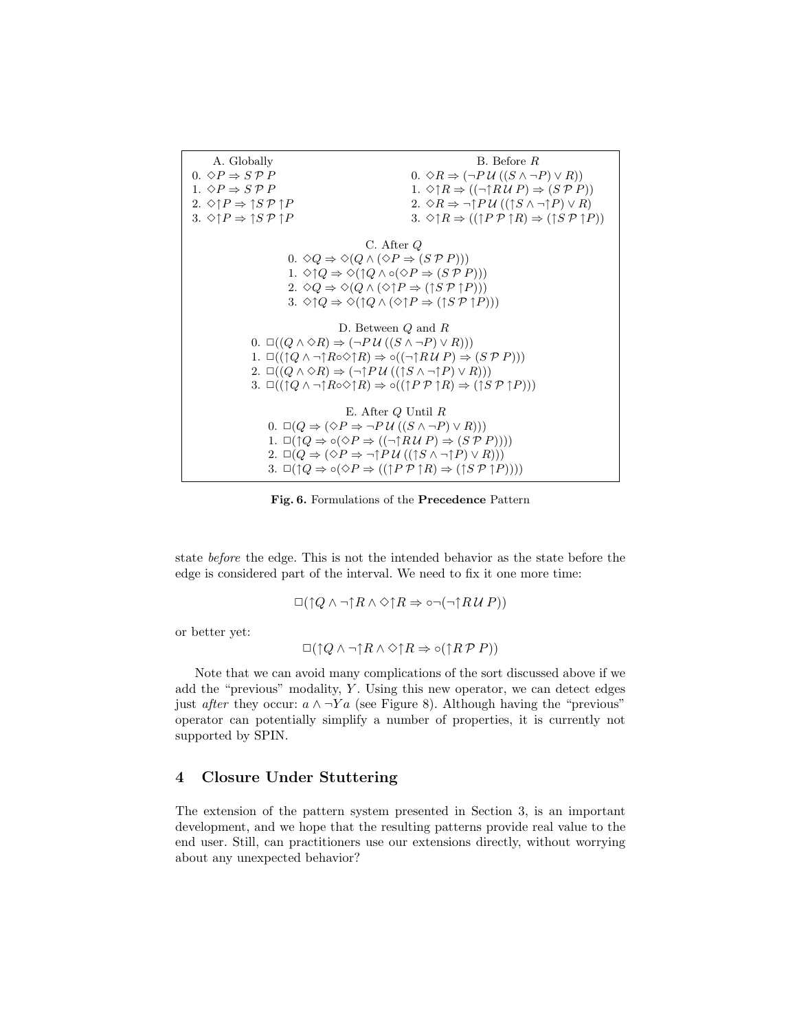A. Globally

0. $\Diamond P \Rightarrow S\,\mathcal{P}\,P$
1. $\Diamond P \Rightarrow S\,\mathcal{P}\,P$
2. $\Diamond{\uparrow}P \Rightarrow {\uparrow}S\,\mathcal{P}\,{\uparrow}P$
3. $\Diamond{\uparrow}P \Rightarrow {\uparrow}S\,\mathcal{P}\,{\uparrow}P$

B. Before $R$

0. $\Diamond R \Rightarrow (\neg P\,\mathcal{U}\,((S \wedge \neg P) \vee R))$
1. $\Diamond{\uparrow}R \Rightarrow ((\neg{\uparrow}R\,\mathcal{U}\,P) \Rightarrow (S\,\mathcal{P}\,P))$
2. $\Diamond R \Rightarrow \neg{\uparrow}P\,\mathcal{U}\,(({\uparrow}S \wedge \neg{\uparrow}P) \vee R)$
3. $\Diamond{\uparrow}R \Rightarrow (({\uparrow}P\,\mathcal{P}\,{\uparrow}R) \Rightarrow ({\uparrow}S\,\mathcal{P}\,{\uparrow}P))$

C. After $Q$

0. $\Diamond Q \Rightarrow \Diamond(Q \wedge (\Diamond P \Rightarrow (S\,\mathcal{P}\,P)))$
1. $\Diamond{\uparrow}Q \Rightarrow \Diamond({\uparrow}Q \wedge \circ(\Diamond P \Rightarrow (S\,\mathcal{P}\,P)))$
2. $\Diamond Q \Rightarrow \Diamond(Q \wedge (\Diamond{\uparrow}P \Rightarrow ({\uparrow}S\,\mathcal{P}\,{\uparrow}P)))$
3. $\Diamond{\uparrow}Q \Rightarrow \Diamond({\uparrow}Q \wedge (\Diamond{\uparrow}P \Rightarrow ({\uparrow}S\,\mathcal{P}\,{\uparrow}P)))$

D. Between $Q$ and $R$

0. $\Box((Q \wedge \Diamond R) \Rightarrow (\neg P\,\mathcal{U}\,((S \wedge \neg P) \vee R)))$
1. $\Box(({\uparrow}Q \wedge \neg{\uparrow}R \circ \Diamond{\uparrow}R) \Rightarrow \circ((\neg{\uparrow}R\,\mathcal{U}\,P) \Rightarrow (S\,\mathcal{P}\,P)))$
2. $\Box((Q \wedge \Diamond R) \Rightarrow (\neg{\uparrow}P\,\mathcal{U}\,(({\uparrow}S \wedge \neg{\uparrow}P) \vee R)))$
3. $\Box(({\uparrow}Q \wedge \neg{\uparrow}R \circ \Diamond{\uparrow}R) \Rightarrow \circ(({\uparrow}P\,\mathcal{P}\,{\uparrow}R) \Rightarrow ({\uparrow}S\,\mathcal{P}\,{\uparrow}P)))$

E. After $Q$ Until $R$

0. $\Box(Q \Rightarrow (\Diamond P \Rightarrow \neg P\,\mathcal{U}\,((S \wedge \neg P) \vee R)))$
1. $\Box({\uparrow}Q \Rightarrow \circ(\Diamond P \Rightarrow ((\neg{\uparrow}R\,\mathcal{U}\,P) \Rightarrow (S\,\mathcal{P}\,P))))$
2. $\Box(Q \Rightarrow (\Diamond P \Rightarrow \neg{\uparrow}P\,\mathcal{U}\,(({\uparrow}S \wedge \neg{\uparrow}P) \vee R)))$
3. $\Box({\uparrow}Q \Rightarrow \circ(\Diamond P \Rightarrow (({\uparrow}P\,\mathcal{P}\,{\uparrow}R) \Rightarrow ({\uparrow}S\,\mathcal{P}\,{\uparrow}P))))$

**Fig. 6.** Formulations of the **Precedence** Pattern

state *before* the edge. This is not the intended behavior as the state before the edge is considered part of the interval. We need to fix it one more time:

$$\Box({\uparrow}Q \wedge \neg{\uparrow}R \wedge \Diamond{\uparrow}R \Rightarrow \circ\neg(\neg{\uparrow}R\,\mathcal{U}\,P))$$

or better yet:

$$\Box({\uparrow}Q \wedge \neg{\uparrow}R \wedge \Diamond{\uparrow}R \Rightarrow \circ({\uparrow}R\,\mathcal{P}\,P))$$

Note that we can avoid many complications of the sort discussed above if we add the "previous" modality, $Y$. Using this new operator, we can detect edges just *after* they occur: $a \wedge \neg Y a$ (see Figure 8). Although having the "previous" operator can potentially simplify a number of properties, it is currently not supported by SPIN.

## 4 Closure Under Stuttering

The extension of the pattern system presented in Section 3, is an important development, and we hope that the resulting patterns provide real value to the end user. Still, can practitioners use our extensions directly, without worrying about any unexpected behavior?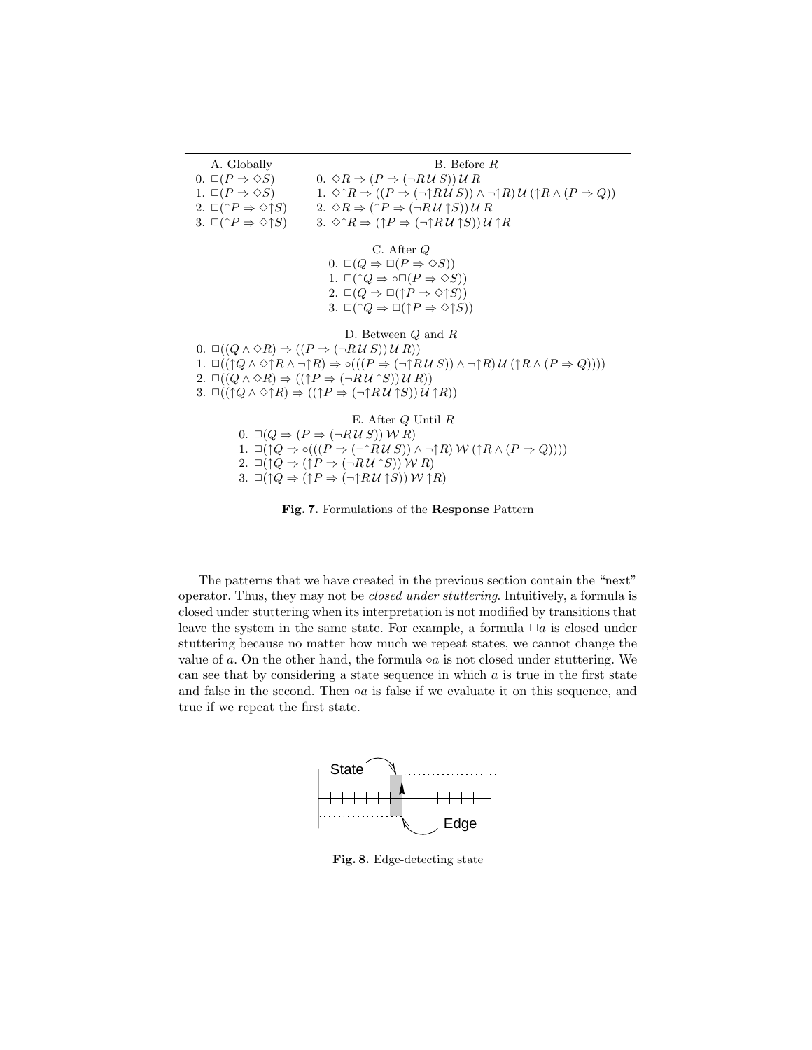A. Globally

0. $\Box(P \Rightarrow \Diamond S)$
1. $\Box(P \Rightarrow \Diamond S)$
2. $\Box(\uparrow P \Rightarrow \Diamond \uparrow S)$
3. $\Box(\uparrow P \Rightarrow \Diamond \uparrow S)$

B. Before $R$

0. $\Diamond R \Rightarrow (P \Rightarrow (\neg R \, \mathcal{U} \, S)) \, \mathcal{U} \, R$
1. $\Diamond \uparrow R \Rightarrow ((P \Rightarrow (\neg \uparrow R \, \mathcal{U} \, S)) \wedge \neg \uparrow R) \, \mathcal{U} \, (\uparrow R \wedge (P \Rightarrow Q))$
2. $\Diamond R \Rightarrow (\uparrow P \Rightarrow (\neg R \, \mathcal{U} \uparrow S)) \, \mathcal{U} \, R$
3. $\Diamond \uparrow R \Rightarrow (\uparrow P \Rightarrow (\neg \uparrow R \, \mathcal{U} \uparrow S)) \, \mathcal{U} \uparrow R$

C. After $Q$

0. $\Box(Q \Rightarrow \Box(P \Rightarrow \Diamond S))$
1. $\Box(\uparrow Q \Rightarrow \circ \Box(P \Rightarrow \Diamond S))$
2. $\Box(Q \Rightarrow \Box(\uparrow P \Rightarrow \Diamond \uparrow S))$
3. $\Box(\uparrow Q \Rightarrow \Box(\uparrow P \Rightarrow \Diamond \uparrow S))$

D. Between $Q$ and $R$

0. $\Box((Q \wedge \Diamond R) \Rightarrow ((P \Rightarrow (\neg R \, \mathcal{U} \, S)) \, \mathcal{U} \, R))$
1. $\Box((\uparrow Q \wedge \Diamond \uparrow R \wedge \neg \uparrow R) \Rightarrow \circ(((P \Rightarrow (\neg \uparrow R \, \mathcal{U} \, S)) \wedge \neg \uparrow R) \, \mathcal{U} \, (\uparrow R \wedge (P \Rightarrow Q))))$
2. $\Box((Q \wedge \Diamond R) \Rightarrow ((\uparrow P \Rightarrow (\neg R \, \mathcal{U} \uparrow S)) \, \mathcal{U} \, R))$
3. $\Box((\uparrow Q \wedge \Diamond \uparrow R) \Rightarrow ((\uparrow P \Rightarrow (\neg \uparrow R \, \mathcal{U} \uparrow S)) \, \mathcal{U} \uparrow R))$

E. After $Q$ Until $R$

0. $\Box(Q \Rightarrow (P \Rightarrow (\neg R \, \mathcal{U} \, S)) \, \mathcal{W} \, R)$
1. $\Box(\uparrow Q \Rightarrow \circ(((P \Rightarrow (\neg \uparrow R \, \mathcal{U} \, S)) \wedge \neg \uparrow R) \, \mathcal{W} \, (\uparrow R \wedge (P \Rightarrow Q))))$
2. $\Box(\uparrow Q \Rightarrow (\uparrow P \Rightarrow (\neg R \, \mathcal{U} \uparrow S)) \, \mathcal{W} \, R)$
3. $\Box(\uparrow Q \Rightarrow (\uparrow P \Rightarrow (\neg \uparrow R \, \mathcal{U} \uparrow S)) \, \mathcal{W} \uparrow R)$

**Fig. 7.** Formulations of the **Response** Pattern

The patterns that we have created in the previous section contain the "next" operator. Thus, they may not be *closed under stuttering*. Intuitively, a formula is closed under stuttering when its interpretation is not modified by transitions that leave the system in the same state. For example, a formula $\Box a$ is closed under stuttering because no matter how much we repeat states, we cannot change the value of $a$. On the other hand, the formula $\circ a$ is not closed under stuttering. We can see that by considering a state sequence in which $a$ is true in the first state and false in the second. Then $\circ a$ is false if we evaluate it on this sequence, and true if we repeat the first state.

**Fig. 8.** Edge-detecting state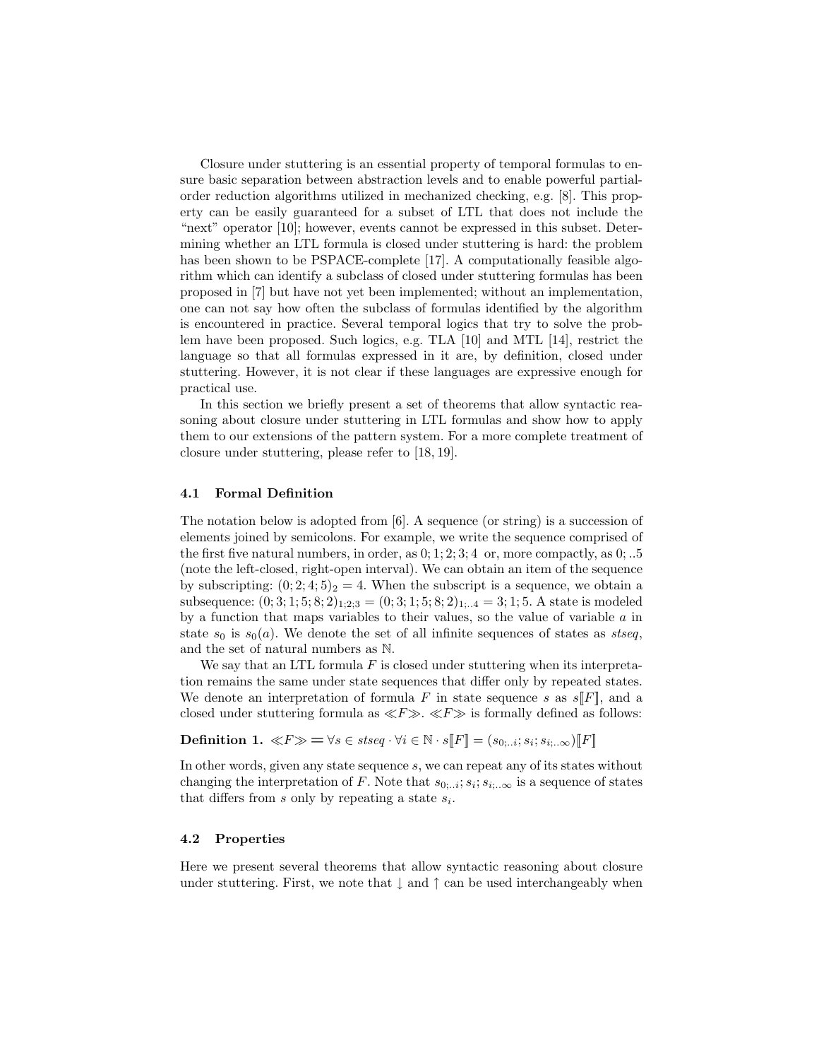Closure under stuttering is an essential property of temporal formulas to ensure basic separation between abstraction levels and to enable powerful partial-order reduction algorithms utilized in mechanized checking, e.g. [8]. This property can be easily guaranteed for a subset of LTL that does not include the "next" operator [10]; however, events cannot be expressed in this subset. Determining whether an LTL formula is closed under stuttering is hard: the problem has been shown to be PSPACE-complete [17]. A computationally feasible algorithm which can identify a subclass of closed under stuttering formulas has been proposed in [7] but have not yet been implemented; without an implementation, one can not say how often the subclass of formulas identified by the algorithm is encountered in practice. Several temporal logics that try to solve the problem have been proposed. Such logics, e.g. TLA [10] and MTL [14], restrict the language so that all formulas expressed in it are, by definition, closed under stuttering. However, it is not clear if these languages are expressive enough for practical use.

In this section we briefly present a set of theorems that allow syntactic reasoning about closure under stuttering in LTL formulas and show how to apply them to our extensions of the pattern system. For a more complete treatment of closure under stuttering, please refer to [18, 19].

### 4.1 Formal Definition

The notation below is adopted from [6]. A sequence (or string) is a succession of elements joined by semicolons. For example, we write the sequence comprised of the first five natural numbers, in order, as $0; 1; 2; 3; 4$ or, more compactly, as $0; ..5$ (note the left-closed, right-open interval). We can obtain an item of the sequence by subscripting: $(0; 2; 4; 5)_2 = 4$. When the subscript is a sequence, we obtain a subsequence: $(0; 3; 1; 5; 8; 2)_{1;2;3} = (0; 3; 1; 5; 8; 2)_{1;..4} = 3; 1; 5$. A state is modeled by a function that maps variables to their values, so the value of variable $a$ in state $s_0$ is $s_0(a)$. We denote the set of all infinite sequences of states as *stseq*, and the set of natural numbers as $\mathbb{N}$.

We say that an LTL formula $F$ is closed under stuttering when its interpretation remains the same under state sequences that differ only by repeated states. We denote an interpretation of formula $F$ in state sequence $s$ as $s[\![F]\!]$, and a closed under stuttering formula as $\ll F \gg$. $\ll F \gg$ is formally defined as follows:

**Definition 1.** $\ll F \gg = \forall s \in stseq \cdot \forall i \in \mathbb{N} \cdot s[\![F]\!] = (s_{0;..i}; s_i; s_{i;..\infty})[\![F]\!]$

In other words, given any state sequence $s$, we can repeat any of its states without changing the interpretation of $F$. Note that $s_{0;..i}; s_i; s_{i;..\infty}$ is a sequence of states that differs from $s$ only by repeating a state $s_i$.

### 4.2 Properties

Here we present several theorems that allow syntactic reasoning about closure under stuttering. First, we note that $\downarrow$ and $\uparrow$ can be used interchangeably when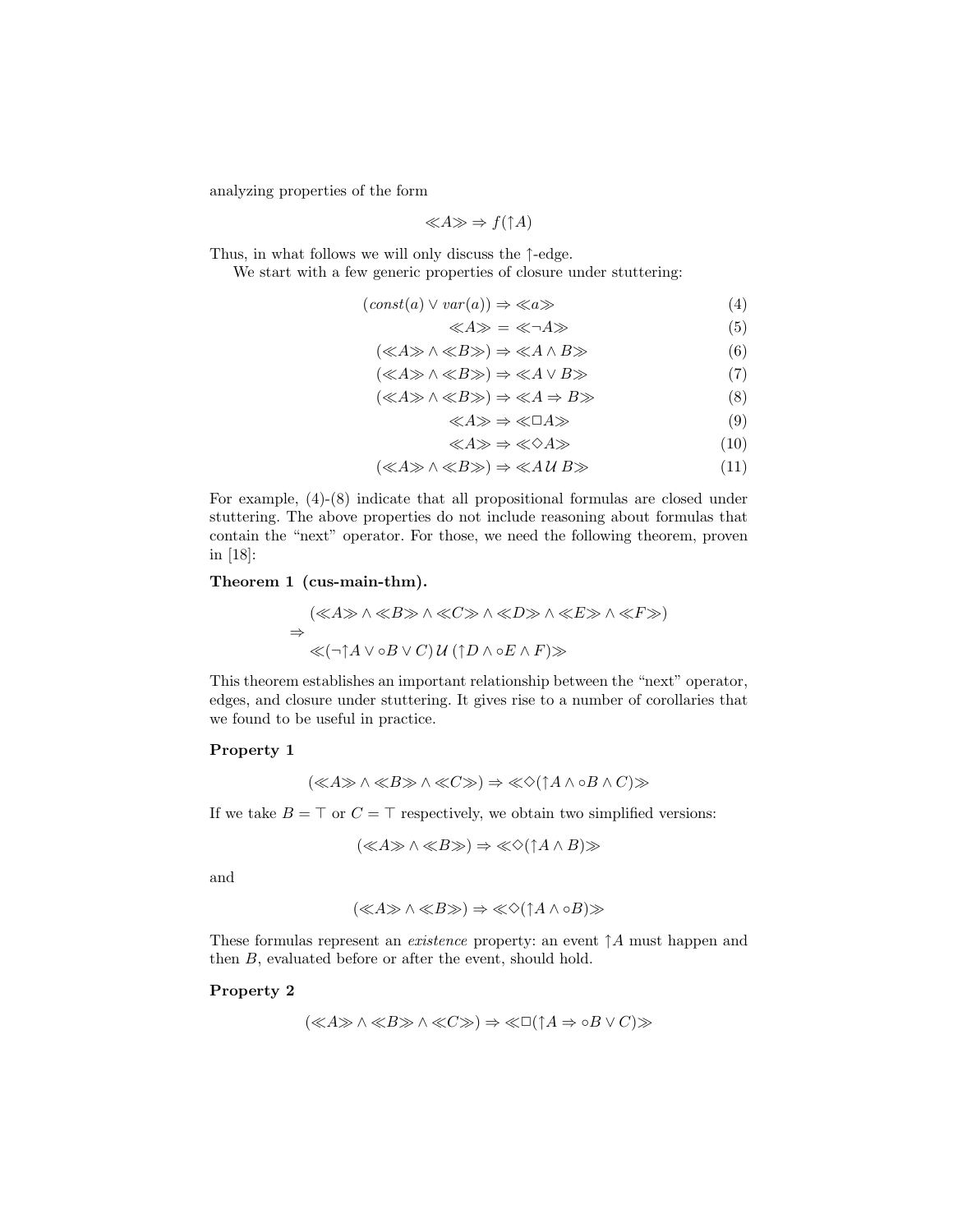analyzing properties of the form

$$\ll A \gg \Rightarrow f(\uparrow A)$$

Thus, in what follows we will only discuss the $\uparrow$-edge.

We start with a few generic properties of closure under stuttering:

$$(const(a) \vee var(a)) \Rightarrow \ll a \gg \tag{4}$$

$$\ll A \gg \; = \; \ll \neg A \gg \tag{5}$$

$$(\ll A \gg \wedge \ll B \gg) \Rightarrow \ll A \wedge B \gg \tag{6}$$

$$(\ll A \gg \wedge \ll B \gg) \Rightarrow \ll A \vee B \gg \tag{7}$$

$$(\ll A \gg \wedge \ll B \gg) \Rightarrow \ll A \Rightarrow B \gg \tag{8}$$

$$\ll A \gg \Rightarrow \ll \Box A \gg \tag{9}$$

$$\ll A \gg \Rightarrow \ll \Diamond A \gg \tag{10}$$

$$(\ll A \gg \wedge \ll B \gg) \Rightarrow \ll A \, \mathcal{U} \, B \gg \tag{11}$$

For example, (4)-(8) indicate that all propositional formulas are closed under stuttering. The above properties do not include reasoning about formulas that contain the "next" operator. For those, we need the following theorem, proven in [18]:

**Theorem 1 (cus-main-thm).**

$$\begin{array}{l} (\ll A \gg \wedge \ll B \gg \wedge \ll C \gg \wedge \ll D \gg \wedge \ll E \gg \wedge \ll F \gg) \\ \Rightarrow \\ \ll (\neg\uparrow A \vee \circ B \vee C) \, \mathcal{U} \, (\uparrow D \wedge \circ E \wedge F) \gg \end{array}$$

This theorem establishes an important relationship between the "next" operator, edges, and closure under stuttering. It gives rise to a number of corollaries that we found to be useful in practice.

**Property 1**

$$(\ll A \gg \wedge \ll B \gg \wedge \ll C \gg) \Rightarrow \ll \Diamond(\uparrow A \wedge \circ B \wedge C) \gg$$

If we take $B = \top$ or $C = \top$ respectively, we obtain two simplified versions:

$$(\ll A \gg \wedge \ll B \gg) \Rightarrow \ll \Diamond(\uparrow A \wedge B) \gg$$

and

$$(\ll A \gg \wedge \ll B \gg) \Rightarrow \ll \Diamond(\uparrow A \wedge \circ B) \gg$$

These formulas represent an *existence* property: an event $\uparrow A$ must happen and then $B$, evaluated before or after the event, should hold.

**Property 2**

$$(\ll A \gg \wedge \ll B \gg \wedge \ll C \gg) \Rightarrow \ll \Box(\uparrow A \Rightarrow \circ B \vee C) \gg$$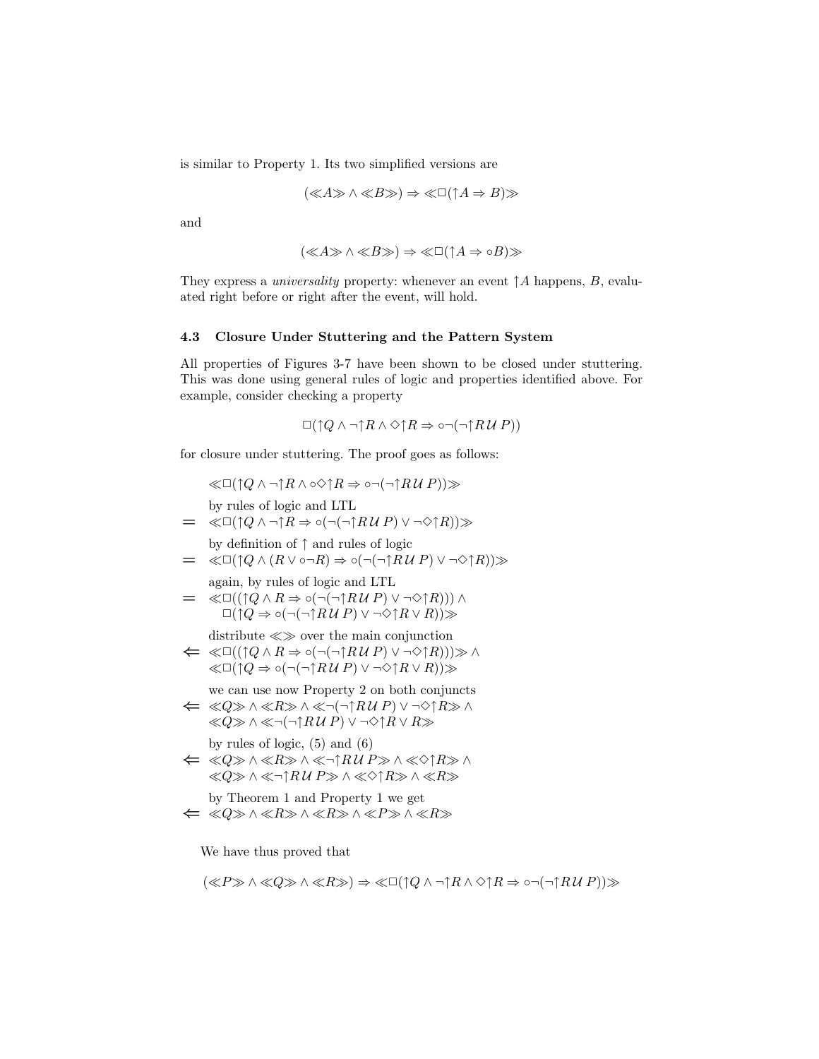is similar to Property 1. Its two simplified versions are

$$(\ll A \gg \wedge \ll B \gg) \Rightarrow \ll \Box(\uparrow A \Rightarrow B) \gg$$

and

$$(\ll A \gg \wedge \ll B \gg) \Rightarrow \ll \Box(\uparrow A \Rightarrow \circ B) \gg$$

They express a *universality* property: whenever an event $\uparrow A$ happens, $B$, evaluated right before or right after the event, will hold.

### 4.3 Closure Under Stuttering and the Pattern System

All properties of Figures 3-7 have been shown to be closed under stuttering. This was done using general rules of logic and properties identified above. For example, consider checking a property

$$\Box(\uparrow Q \wedge \neg \uparrow R \wedge \Diamond \uparrow R \Rightarrow \circ \neg(\neg \uparrow R \, \mathcal{U} \, P))$$

for closure under stuttering. The proof goes as follows:

$$
\begin{array}{cl}
 & \ll \Box(\uparrow Q \wedge \neg \uparrow R \wedge \circ \Diamond \uparrow R \Rightarrow \circ \neg(\neg \uparrow R \, \mathcal{U} \, P)) \gg \\
 & \quad \text{by rules of logic and LTL} \\
= & \ll \Box(\uparrow Q \wedge \neg \uparrow R \Rightarrow \circ(\neg(\neg \uparrow R \, \mathcal{U} \, P) \vee \neg \Diamond \uparrow R)) \gg \\
 & \quad \text{by definition of } \uparrow \text{ and rules of logic} \\
= & \ll \Box(\uparrow Q \wedge (R \vee \circ \neg R) \Rightarrow \circ(\neg(\neg \uparrow R \, \mathcal{U} \, P) \vee \neg \Diamond \uparrow R)) \gg \\
 & \quad \text{again, by rules of logic and LTL} \\
= & \ll \Box((\uparrow Q \wedge R \Rightarrow \circ(\neg(\neg \uparrow R \, \mathcal{U} \, P) \vee \neg \Diamond \uparrow R))) \wedge \\
 & \quad \Box(\uparrow Q \Rightarrow \circ(\neg(\neg \uparrow R \, \mathcal{U} \, P) \vee \neg \Diamond \uparrow R \vee R)) \gg \\
 & \quad \text{distribute } \ll\gg \text{ over the main conjunction} \\
\Leftarrow & \ll \Box((\uparrow Q \wedge R \Rightarrow \circ(\neg(\neg \uparrow R \, \mathcal{U} \, P) \vee \neg \Diamond \uparrow R))) \gg \wedge \\
 & \ll \Box(\uparrow Q \Rightarrow \circ(\neg(\neg \uparrow R \, \mathcal{U} \, P) \vee \neg \Diamond \uparrow R \vee R)) \gg \\
 & \quad \text{we can use now Property 2 on both conjuncts} \\
\Leftarrow & \ll Q \gg \wedge \ll R \gg \wedge \ll \neg(\neg \uparrow R \, \mathcal{U} \, P) \vee \neg \Diamond \uparrow R \gg \wedge \\
 & \ll Q \gg \wedge \ll \neg(\neg \uparrow R \, \mathcal{U} \, P) \vee \neg \Diamond \uparrow R \vee R \gg \\
 & \quad \text{by rules of logic, (5) and (6)} \\
\Leftarrow & \ll Q \gg \wedge \ll R \gg \wedge \ll \neg \uparrow R \, \mathcal{U} \, P \gg \wedge \ll \Diamond \uparrow R \gg \wedge \\
 & \ll Q \gg \wedge \ll \neg \uparrow R \, \mathcal{U} \, P \gg \wedge \ll \Diamond \uparrow R \gg \wedge \ll R \gg \\
 & \quad \text{by Theorem 1 and Property 1 we get} \\
\Leftarrow & \ll Q \gg \wedge \ll R \gg \wedge \ll R \gg \wedge \ll P \gg \wedge \ll R \gg
\end{array}
$$

We have thus proved that

$$(\ll P \gg \wedge \ll Q \gg \wedge \ll R \gg) \Rightarrow \ll \Box(\uparrow Q \wedge \neg \uparrow R \wedge \Diamond \uparrow R \Rightarrow \circ \neg(\neg \uparrow R \, \mathcal{U} \, P)) \gg$$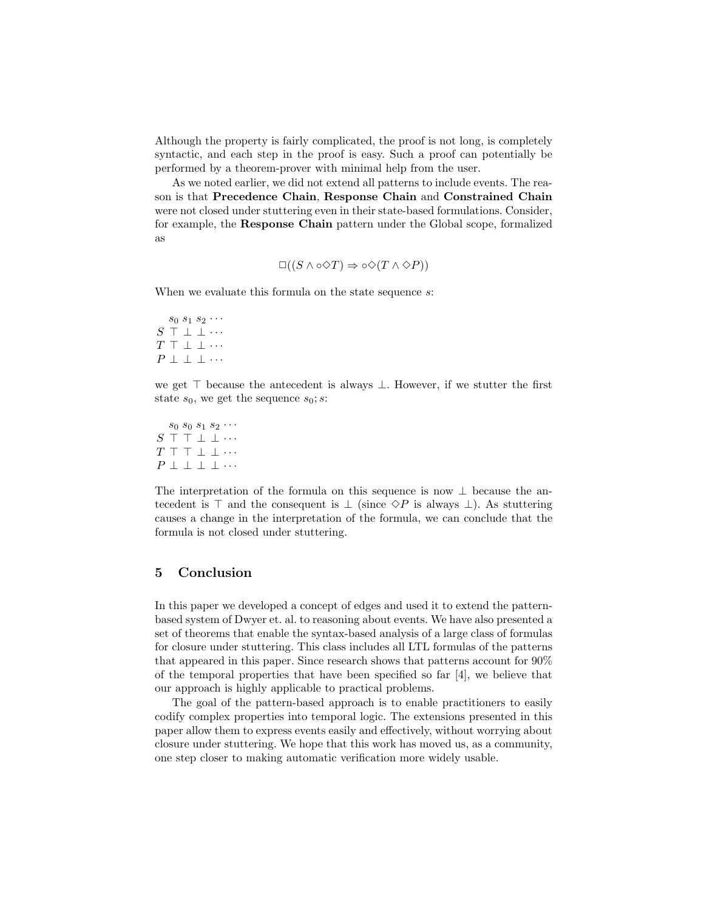Although the property is fairly complicated, the proof is not long, is completely syntactic, and each step in the proof is easy. Such a proof can potentially be performed by a theorem-prover with minimal help from the user.

As we noted earlier, we did not extend all patterns to include events. The reason is that **Precedence Chain**, **Response Chain** and **Constrained Chain** were not closed under stuttering even in their state-based formulations. Consider, for example, the **Response Chain** pattern under the Global scope, formalized as

$$\Box((S \wedge \circ\Diamond T) \Rightarrow \circ\Diamond(T \wedge \Diamond P))$$

When we evaluate this formula on the state sequence $s$:

|  | $s_0$ | $s_1$ | $s_2$ | $\cdots$ |
|---|---|---|---|---|
| $S$ | $\top$ | $\bot$ | $\bot$ | $\cdots$ |
| $T$ | $\top$ | $\bot$ | $\bot$ | $\cdots$ |
| $P$ | $\bot$ | $\bot$ | $\bot$ | $\cdots$ |

we get $\top$ because the antecedent is always $\bot$. However, if we stutter the first state $s_0$, we get the sequence $s_0; s$:

|  | $s_0$ | $s_0$ | $s_1$ | $s_2$ | $\cdots$ |
|---|---|---|---|---|---|
| $S$ | $\top$ | $\top$ | $\bot$ | $\bot$ | $\cdots$ |
| $T$ | $\top$ | $\top$ | $\bot$ | $\bot$ | $\cdots$ |
| $P$ | $\bot$ | $\bot$ | $\bot$ | $\bot$ | $\cdots$ |

The interpretation of the formula on this sequence is now $\bot$ because the antecedent is $\top$ and the consequent is $\bot$ (since $\Diamond P$ is always $\bot$). As stuttering causes a change in the interpretation of the formula, we can conclude that the formula is not closed under stuttering.

## 5 Conclusion

In this paper we developed a concept of edges and used it to extend the pattern-based system of Dwyer et. al. to reasoning about events. We have also presented a set of theorems that enable the syntax-based analysis of a large class of formulas for closure under stuttering. This class includes all LTL formulas of the patterns that appeared in this paper. Since research shows that patterns account for 90% of the temporal properties that have been specified so far [4], we believe that our approach is highly applicable to practical problems.

The goal of the pattern-based approach is to enable practitioners to easily codify complex properties into temporal logic. The extensions presented in this paper allow them to express events easily and effectively, without worrying about closure under stuttering. We hope that this work has moved us, as a community, one step closer to making automatic verification more widely usable.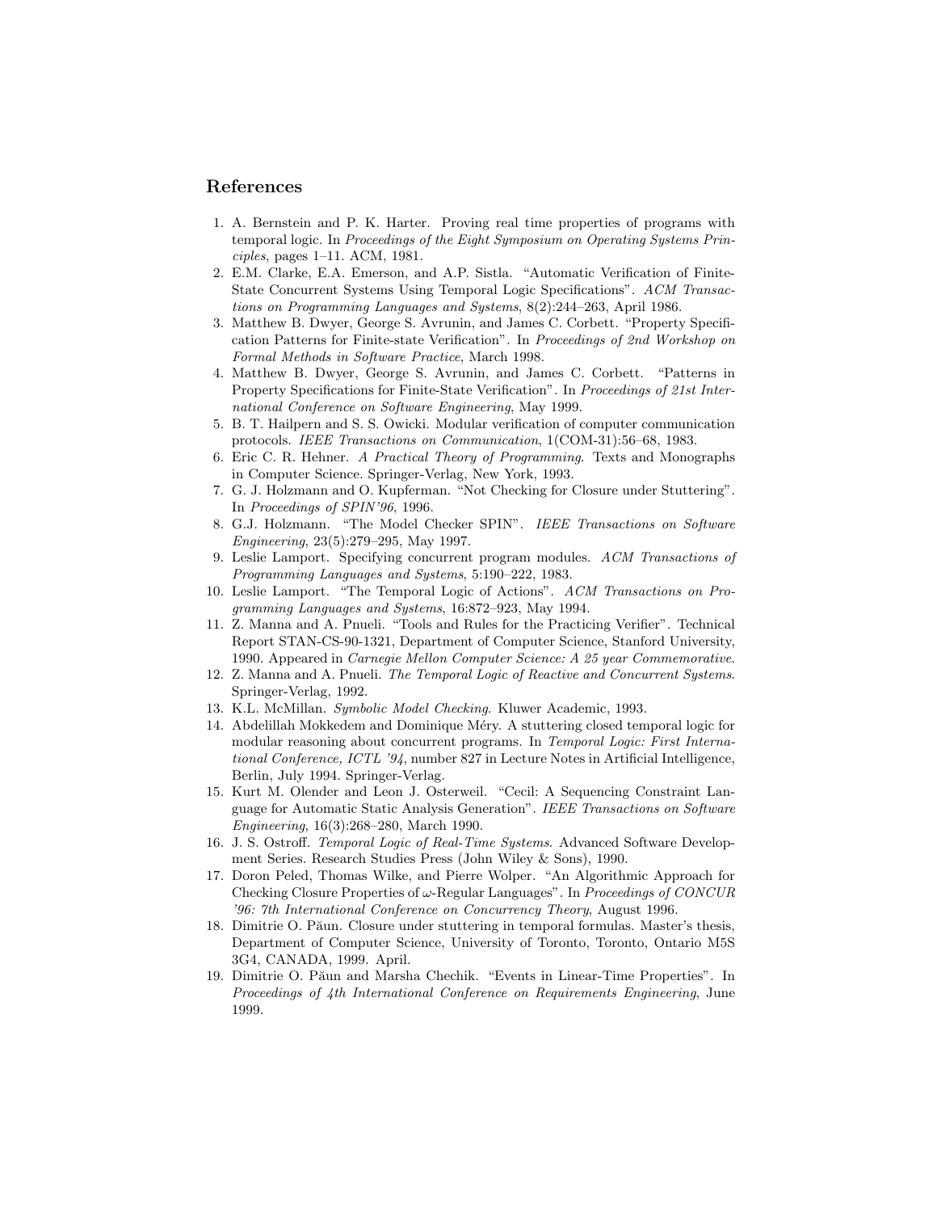## References

1. A. Bernstein and P. K. Harter. Proving real time properties of programs with temporal logic. In *Proceedings of the Eight Symposium on Operating Systems Principles*, pages 1–11. ACM, 1981.
2. E.M. Clarke, E.A. Emerson, and A.P. Sistla. "Automatic Verification of Finite-State Concurrent Systems Using Temporal Logic Specifications". *ACM Transactions on Programming Languages and Systems*, 8(2):244–263, April 1986.
3. Matthew B. Dwyer, Gerorge S. Avrunin, and James C. Corbett. "Property Specification Patterns for Finite-state Verification". In *Proceedings of 2nd Workshop on Formal Methods in Software Practice*, March 1998.
4. Matthew B. Dwyer, George S. Avrunin, and James C. Corbett. "Patterns in Property Specifications for Finite-State Verification". In *Proceedings of 21st International Conference on Software Engineering*, May 1999.
5. B. T. Hailpern and S. S. Owicki. Modular verification of computer communication protocols. *IEEE Transactions on Communication*, 1(COM-31):56–68, 1983.
6. Eric C. R. Hehner. *A Practical Theory of Programming*. Texts and Monographs in Computer Science. Springer-Verlag, New York, 1993.
7. G. J. Holzmann and O. Kupferman. "Not Checking for Closure under Stuttering". In *Proceedings of SPIN'96*, 1996.
8. G.J. Holzmann. "The Model Checker SPIN". *IEEE Transactions on Software Engineering*, 23(5):279–295, May 1997.
9. Leslie Lamport. Specifying concurrent program modules. *ACM Transactions of Programming Languages and Systems*, 5:190–222, 1983.
10. Leslie Lamport. "The Temporal Logic of Actions". *ACM Transactions on Programming Languages and Systems*, 16:872–923, May 1994.
11. Z. Manna and A. Pnueli. "Tools and Rules for the Practicing Verifier". Technical Report STAN-CS-90-1321, Department of Computer Science, Stanford University, 1990. Appeared in *Carnegie Mellon Computer Science: A 25 year Commemorative*.
12. Z. Manna and A. Pnueli. *The Temporal Logic of Reactive and Concurrent Systems*. Springer-Verlag, 1992.
13. K.L. McMillan. *Symbolic Model Checking*. Kluwer Academic, 1993.
14. Abdelillah Mokkedem and Dominique Méry. A stuttering closed temporal logic for modular reasoning about concurrent programs. In *Temporal Logic: First International Conference, ICTL '94*, number 827 in Lecture Notes in Artificial Intelligence, Berlin, July 1994. Springer-Verlag.
15. Kurt M. Olender and Leon J. Osterweil. "Cecil: A Sequencing Constraint Language for Automatic Static Analysis Generation". *IEEE Transactions on Software Engineering*, 16(3):268–280, March 1990.
16. J. S. Ostroff. *Temporal Logic of Real-Time Systems*. Advanced Software Development Series. Research Studies Press (John Wiley & Sons), 1990.
17. Doron Peled, Thomas Wilke, and Pierre Wolper. "An Algorithmic Approach for Checking Closure Properties of $\omega$-Regular Languages". In *Proceedings of CONCUR '96: 7th International Conference on Concurrency Theory*, August 1996.
18. Dimitrie O. Păun. Closure under stuttering in temporal formulas. Master's thesis, Department of Computer Science, University of Toronto, Toronto, Ontario M5S 3G4, CANADA, 1999. April.
19. Dimitrie O. Păun and Marsha Chechik. "Events in Linear-Time Properties". In *Proceedings of 4th International Conference on Requirements Engineering*, June 1999.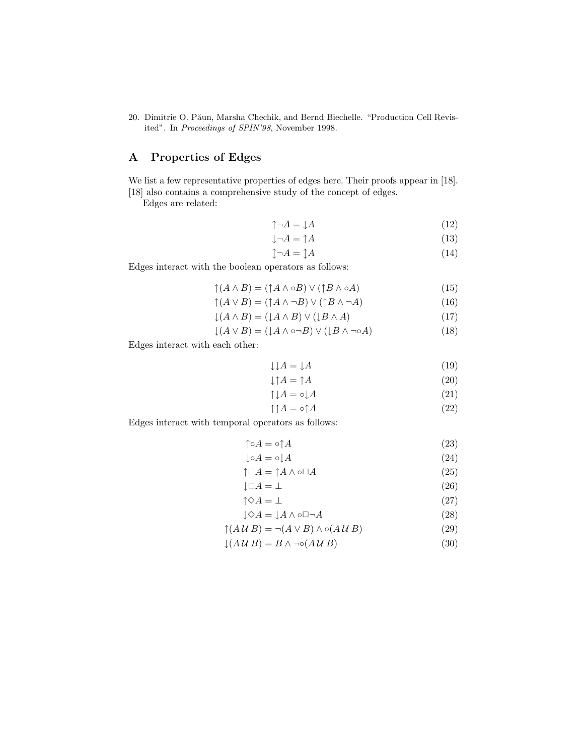20. Dimitrie O. Păun, Marsha Chechik, and Bernd Biechelle. "Production Cell Revisited". In *Proceedings of SPIN'98*, November 1998.

## A Properties of Edges

We list a few representative properties of edges here. Their proofs appear in [18]. [18] also contains a comprehensive study of the concept of edges.

Edges are related:

$$\uparrow\neg A = \downarrow A \tag{12}$$

$$\downarrow\neg A = \uparrow A \tag{13}$$

$$\updownarrow\neg A = \updownarrow A \tag{14}$$

Edges interact with the boolean operators as follows:

$$\uparrow(A \wedge B) = (\uparrow A \wedge \circ B) \vee (\uparrow B \wedge \circ A) \tag{15}$$

$$\uparrow(A \vee B) = (\uparrow A \wedge \neg B) \vee (\uparrow B \wedge \neg A) \tag{16}$$

$$\downarrow(A \wedge B) = (\downarrow A \wedge B) \vee (\downarrow B \wedge A) \tag{17}$$

$$\downarrow(A \vee B) = (\downarrow A \wedge \circ\neg B) \vee (\downarrow B \wedge \neg\circ A) \tag{18}$$

Edges interact with each other:

$$\downarrow\downarrow A = \downarrow A \tag{19}$$

$$\downarrow\uparrow A = \uparrow A \tag{20}$$

$$\uparrow\downarrow A = \circ\downarrow A \tag{21}$$

$$\uparrow\uparrow A = \circ\uparrow A \tag{22}$$

Edges interact with temporal operators as follows:

$$\uparrow\circ A = \circ\uparrow A \tag{23}$$

$$\downarrow\circ A = \circ\downarrow A \tag{24}$$

$$\uparrow\Box A = \uparrow A \wedge \circ\Box A \tag{25}$$

$$\downarrow\Box A = \bot \tag{26}$$

$$\uparrow\Diamond A = \bot \tag{27}$$

$$\downarrow\Diamond A = \downarrow A \wedge \circ\Box\neg A \tag{28}$$

$$\uparrow(A\,\mathcal{U}\,B) = \neg(A \vee B) \wedge \circ(A\,\mathcal{U}\,B) \tag{29}$$

$$\downarrow(A\,\mathcal{U}\,B) = B \wedge \neg\circ(A\,\mathcal{U}\,B) \tag{30}$$